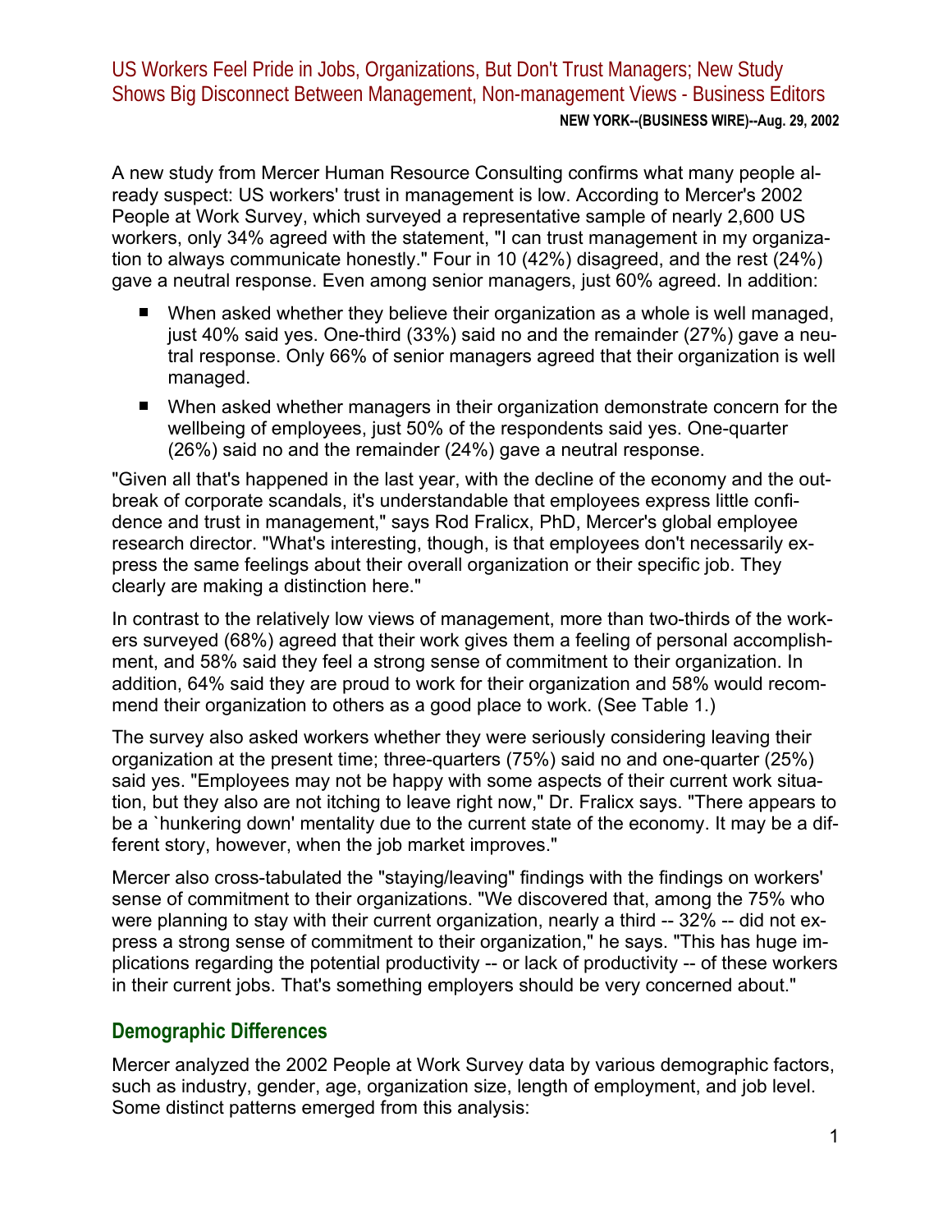# US Workers Feel Pride in Jobs, Organizations, But Don't Trust Managers; New Study Shows Big Disconnect Between Management, Non-management Views - Business Editors

**NEW YORK--(BUSINESS WIRE)--Aug. 29, 2002**

A new study from Mercer Human Resource Consulting confirms what many people already suspect: US workers' trust in management is low. According to Mercer's 2002 People at Work Survey, which surveyed a representative sample of nearly 2,600 US workers, only 34% agreed with the statement, "I can trust management in my organization to always communicate honestly." Four in 10 (42%) disagreed, and the rest (24%) gave a neutral response. Even among senior managers, just 60% agreed. In addition:

- When asked whether they believe their organization as a whole is well managed, just 40% said yes. One-third (33%) said no and the remainder (27%) gave a neutral response. Only 66% of senior managers agreed that their organization is well managed.
- When asked whether managers in their organization demonstrate concern for the wellbeing of employees, just 50% of the respondents said yes. One-quarter (26%) said no and the remainder (24%) gave a neutral response.

"Given all that's happened in the last year, with the decline of the economy and the outbreak of corporate scandals, it's understandable that employees express little confidence and trust in management," says Rod Fralicx, PhD, Mercer's global employee research director. "What's interesting, though, is that employees don't necessarily express the same feelings about their overall organization or their specific job. They clearly are making a distinction here."

In contrast to the relatively low views of management, more than two-thirds of the workers surveyed (68%) agreed that their work gives them a feeling of personal accomplishment, and 58% said they feel a strong sense of commitment to their organization. In addition, 64% said they are proud to work for their organization and 58% would recommend their organization to others as a good place to work. (See Table 1.)

The survey also asked workers whether they were seriously considering leaving their organization at the present time; three-quarters (75%) said no and one-quarter (25%) said yes. "Employees may not be happy with some aspects of their current work situation, but they also are not itching to leave right now," Dr. Fralicx says. "There appears to be a `hunkering down' mentality due to the current state of the economy. It may be a different story, however, when the job market improves."

Mercer also cross-tabulated the "staying/leaving" findings with the findings on workers' sense of commitment to their organizations. "We discovered that, among the 75% who were planning to stay with their current organization, nearly a third -- 32% -- did not express a strong sense of commitment to their organization," he says. "This has huge implications regarding the potential productivity -- or lack of productivity -- of these workers in their current jobs. That's something employers should be very concerned about."

## Demographic Differences

Mercer analyzed the 2002 People at Work Survey data by various demographic factors, such as industry, gender, age, organization size, length of employment, and job level. Some distinct patterns emerged from this analysis: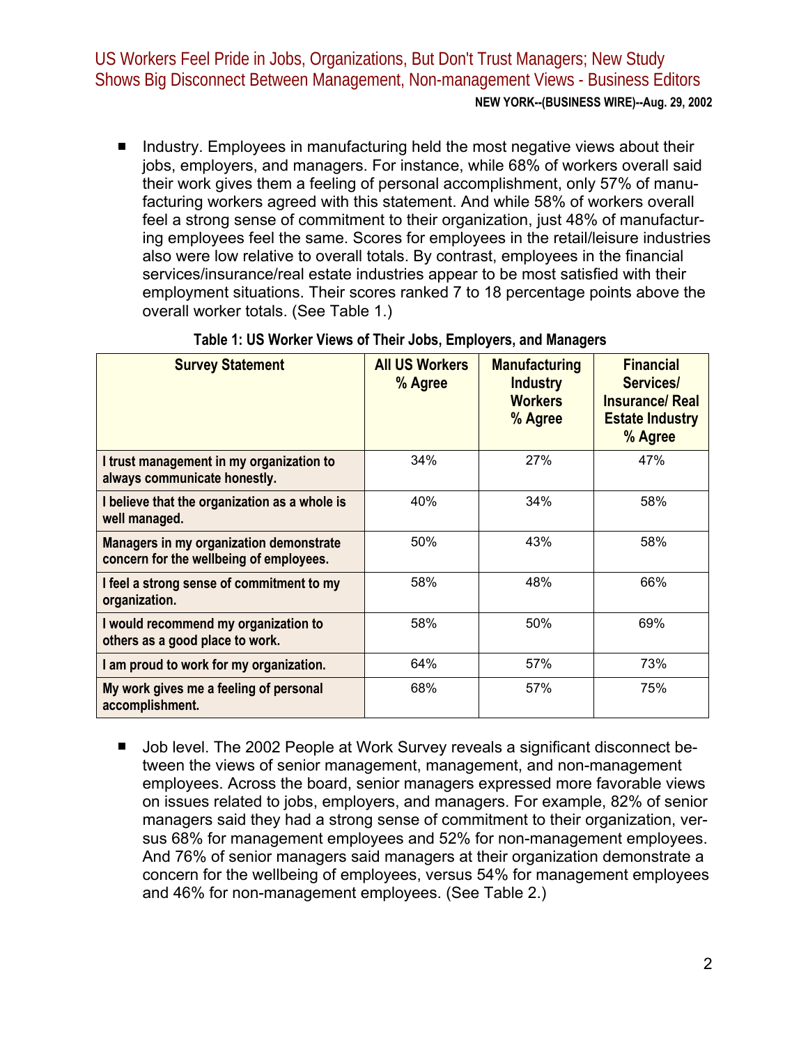- Industry. Employees in manufacturing held the most negative views about their jobs, employers, and managers. For instance, while 68% of workers overall said their work gives them a feeling of personal accomplishment, only 57% of manufacturing workers agreed with this statement. And while 58% of workers overall feel a strong sense of commitment to their organization, just 48% of manufacturing employees feel the same. Scores for employees in the retail/leisure industries also were low relative to overall totals. By contrast, employees in the financial services/insurance/real estate industries appear to be most satisfied with their employment situations. Their scores ranked 7 to 18 percentage points above the overall worker totals. (See Table 1.)

**Table 1: US Worker Views of Their Jobs, Employers, and Managers**

| Survey Statement | All US Workers % Agree | Manufacturing Industry Workers % Agree | Financial Services/ Insurance/ Real Estate Industry % Agree |
|---|---|---|---|
| I trust management in my organization to always communicate honestly. | 34% | 27% | 47% |
| I believe that the organization as a whole is well managed. | 40% | 34% | 58% |
| Managers in my organization demonstrate concern for the wellbeing of employees. | 50% | 43% | 58% |
| I feel a strong sense of commitment to my organization. | 58% | 48% | 66% |
| I would recommend my organization to others as a good place to work. | 58% | 50% | 69% |
| I am proud to work for my organization. | 64% | 57% | 73% |
| My work gives me a feeling of personal accomplishment. | 68% | 57% | 75% |

- Job level. The 2002 People at Work Survey reveals a significant disconnect between the views of senior management, management, and non-management employees. Across the board, senior managers expressed more favorable views on issues related to jobs, employers, and managers. For example, 82% of senior managers said they had a strong sense of commitment to their organization, versus 68% for management employees and 52% for non-management employees. And 76% of senior managers said managers at their organization demonstrate a concern for the wellbeing of employees, versus 54% for management employees and 46% for non-management employees. (See Table 2.)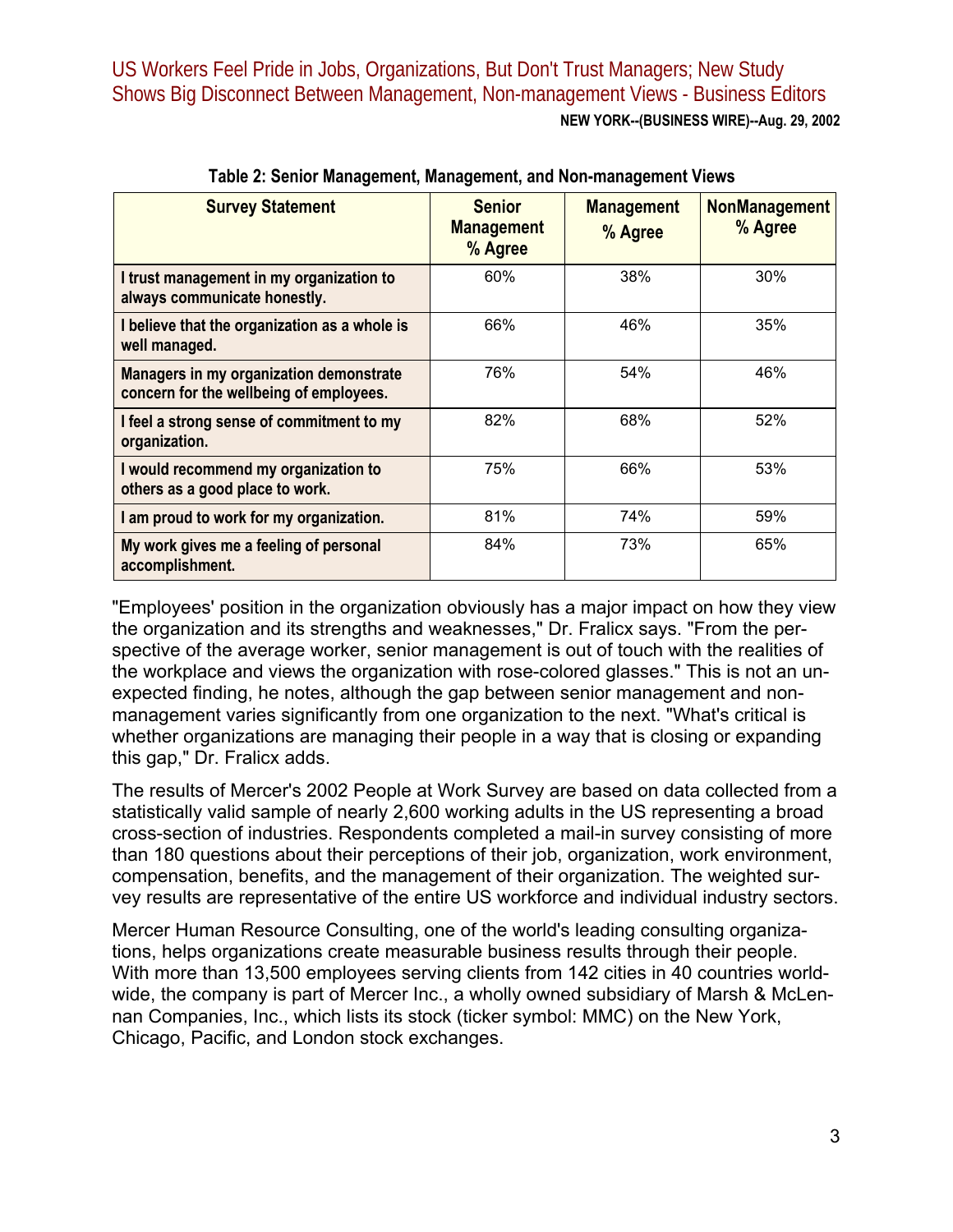**Table 2: Senior Management, Management, and Non-management Views**

| Survey Statement | Senior Management % Agree | Management % Agree | NonManagement % Agree |
|---|---|---|---|
| I trust management in my organization to always communicate honestly. | 60% | 38% | 30% |
| I believe that the organization as a whole is well managed. | 66% | 46% | 35% |
| Managers in my organization demonstrate concern for the wellbeing of employees. | 76% | 54% | 46% |
| I feel a strong sense of commitment to my organization. | 82% | 68% | 52% |
| I would recommend my organization to others as a good place to work. | 75% | 66% | 53% |
| I am proud to work for my organization. | 81% | 74% | 59% |
| My work gives me a feeling of personal accomplishment. | 84% | 73% | 65% |

"Employees' position in the organization obviously has a major impact on how they view the organization and its strengths and weaknesses," Dr. Fralicx says. "From the perspective of the average worker, senior management is out of touch with the realities of the workplace and views the organization with rose-colored glasses." This is not an unexpected finding, he notes, although the gap between senior management and non-management varies significantly from one organization to the next. "What's critical is whether organizations are managing their people in a way that is closing or expanding this gap," Dr. Fralicx adds.

The results of Mercer's 2002 People at Work Survey are based on data collected from a statistically valid sample of nearly 2,600 working adults in the US representing a broad cross-section of industries. Respondents completed a mail-in survey consisting of more than 180 questions about their perceptions of their job, organization, work environment, compensation, benefits, and the management of their organization. The weighted survey results are representative of the entire US workforce and individual industry sectors.

Mercer Human Resource Consulting, one of the world's leading consulting organizations, helps organizations create measurable business results through their people. With more than 13,500 employees serving clients from 142 cities in 40 countries worldwide, the company is part of Mercer Inc., a wholly owned subsidiary of Marsh & McLennan Companies, Inc., which lists its stock (ticker symbol: MMC) on the New York, Chicago, Pacific, and London stock exchanges.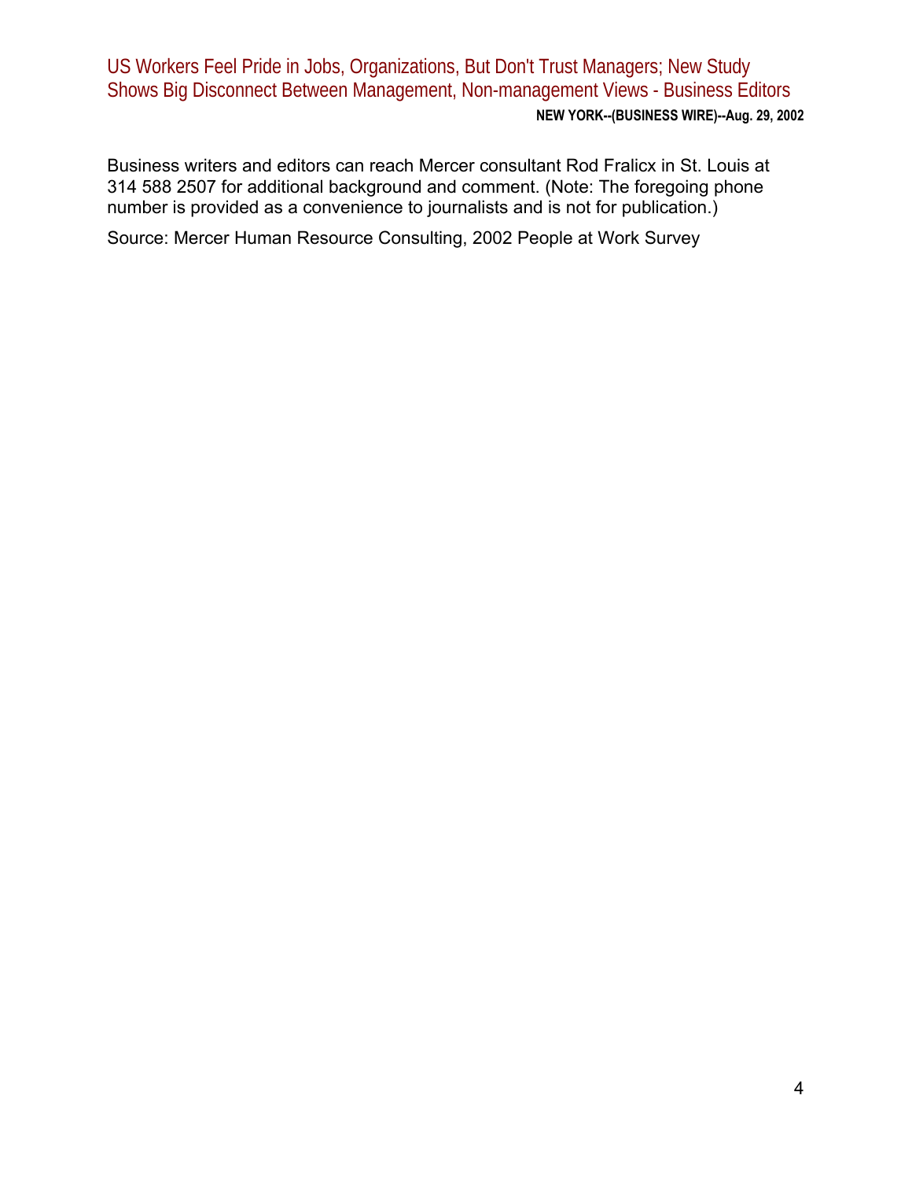Business writers and editors can reach Mercer consultant Rod Fralicx in St. Louis at 314 588 2507 for additional background and comment. (Note: The foregoing phone number is provided as a convenience to journalists and is not for publication.)

Source: Mercer Human Resource Consulting, 2002 People at Work Survey